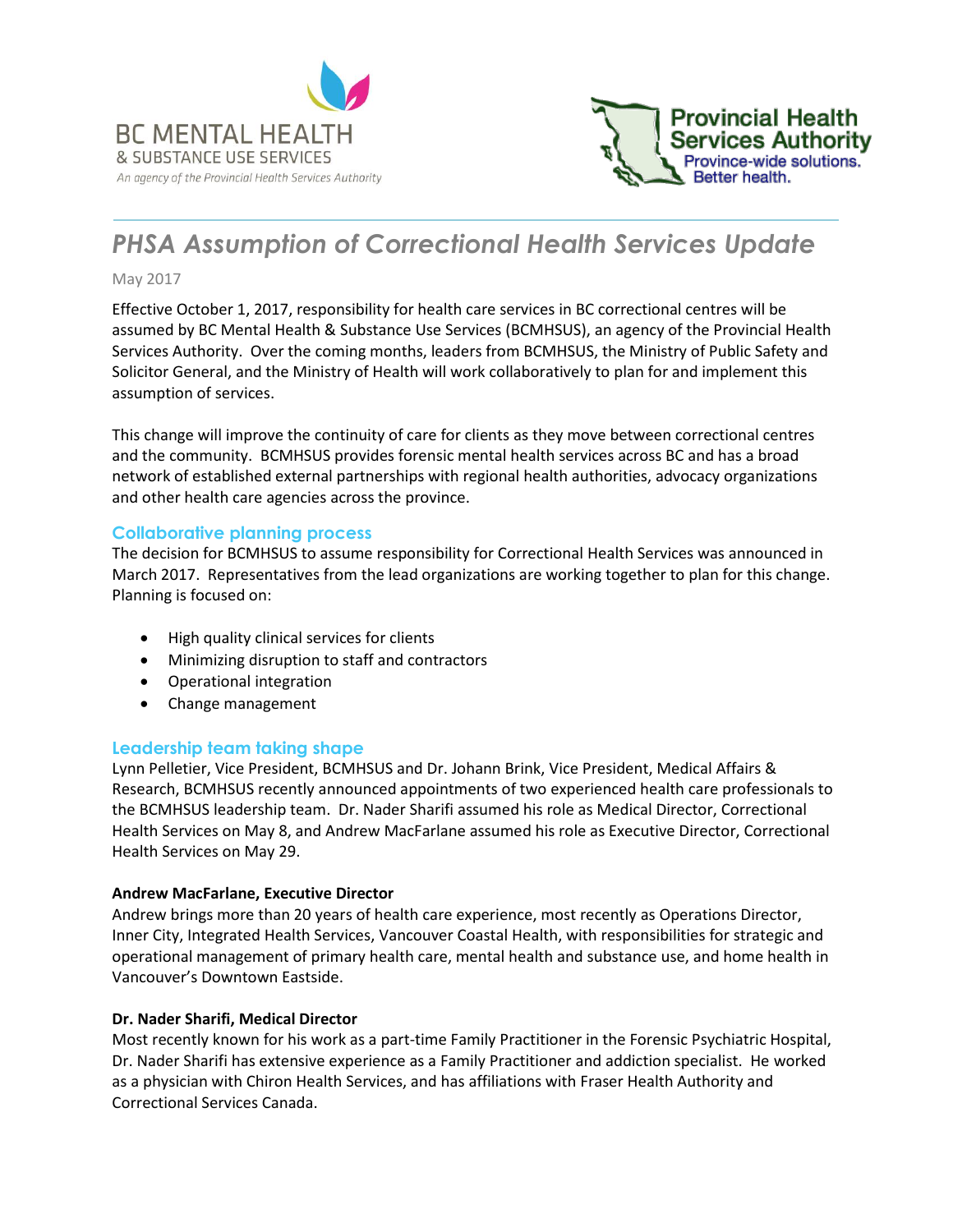BC MENTAL HEALTH
& SUBSTANCE USE SERVICES
*An agency of the Provincial Health Services Authority*

Provincial Health Services Authority
Province-wide solutions.
Better health.

# *PHSA Assumption of Correctional Health Services Update*

May 2017

Effective October 1, 2017, responsibility for health care services in BC correctional centres will be assumed by BC Mental Health & Substance Use Services (BCMHSUS), an agency of the Provincial Health Services Authority. Over the coming months, leaders from BCMHSUS, the Ministry of Public Safety and Solicitor General, and the Ministry of Health will work collaboratively to plan for and implement this assumption of services.

This change will improve the continuity of care for clients as they move between correctional centres and the community. BCMHSUS provides forensic mental health services across BC and has a broad network of established external partnerships with regional health authorities, advocacy organizations and other health care agencies across the province.

## Collaborative planning process

The decision for BCMHSUS to assume responsibility for Correctional Health Services was announced in March 2017. Representatives from the lead organizations are working together to plan for this change. Planning is focused on:

- High quality clinical services for clients
- Minimizing disruption to staff and contractors
- Operational integration
- Change management

## Leadership team taking shape

Lynn Pelletier, Vice President, BCMHSUS and Dr. Johann Brink, Vice President, Medical Affairs & Research, BCMHSUS recently announced appointments of two experienced health care professionals to the BCMHSUS leadership team. Dr. Nader Sharifi assumed his role as Medical Director, Correctional Health Services on May 8, and Andrew MacFarlane assumed his role as Executive Director, Correctional Health Services on May 29.

**Andrew MacFarlane, Executive Director**

Andrew brings more than 20 years of health care experience, most recently as Operations Director, Inner City, Integrated Health Services, Vancouver Coastal Health, with responsibilities for strategic and operational management of primary health care, mental health and substance use, and home health in Vancouver's Downtown Eastside.

**Dr. Nader Sharifi, Medical Director**

Most recently known for his work as a part-time Family Practitioner in the Forensic Psychiatric Hospital, Dr. Nader Sharifi has extensive experience as a Family Practitioner and addiction specialist. He worked as a physician with Chiron Health Services, and has affiliations with Fraser Health Authority and Correctional Services Canada.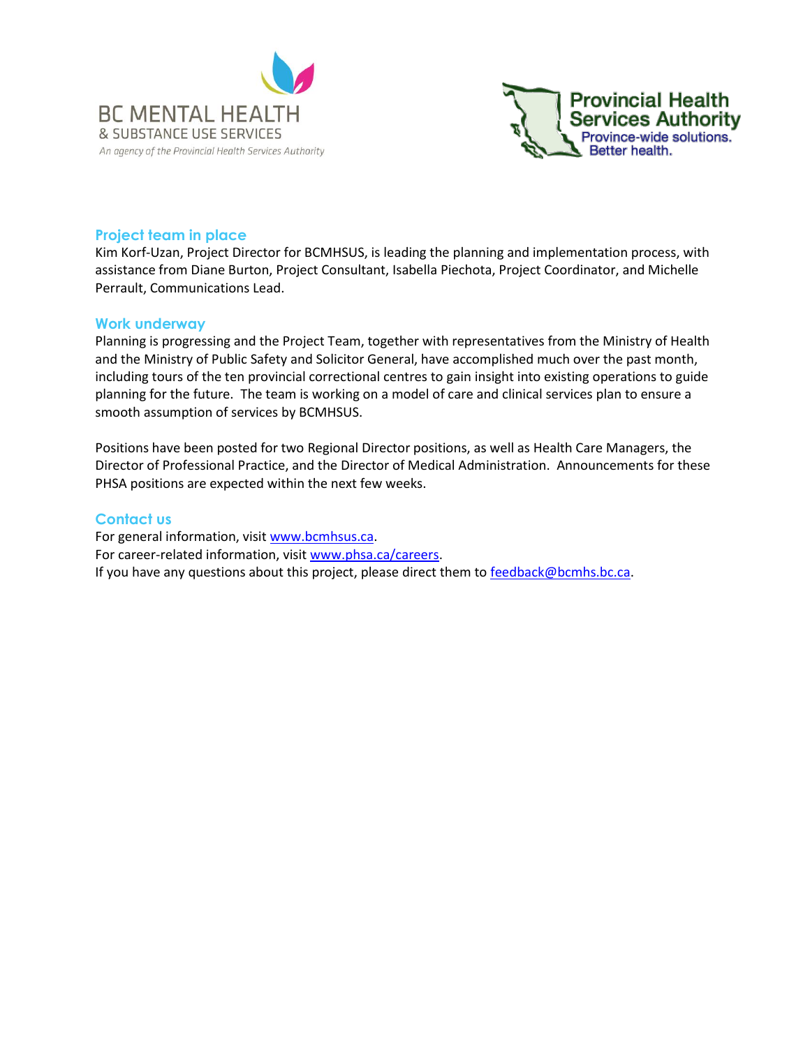## Project team in place

Kim Korf-Uzan, Project Director for BCMHSUS, is leading the planning and implementation process, with assistance from Diane Burton, Project Consultant, Isabella Piechota, Project Coordinator, and Michelle Perrault, Communications Lead.

## Work underway

Planning is progressing and the Project Team, together with representatives from the Ministry of Health and the Ministry of Public Safety and Solicitor General, have accomplished much over the past month, including tours of the ten provincial correctional centres to gain insight into existing operations to guide planning for the future. The team is working on a model of care and clinical services plan to ensure a smooth assumption of services by BCMHSUS.

Positions have been posted for two Regional Director positions, as well as Health Care Managers, the Director of Professional Practice, and the Director of Medical Administration. Announcements for these PHSA positions are expected within the next few weeks.

## Contact us

For general information, visit [www.bcmhsus.ca](http://www.bcmhsus.ca).
For career-related information, visit [www.phsa.ca/careers](http://www.phsa.ca/careers).
If you have any questions about this project, please direct them to [feedback@bcmhs.bc.ca](mailto:feedback@bcmhs.bc.ca).